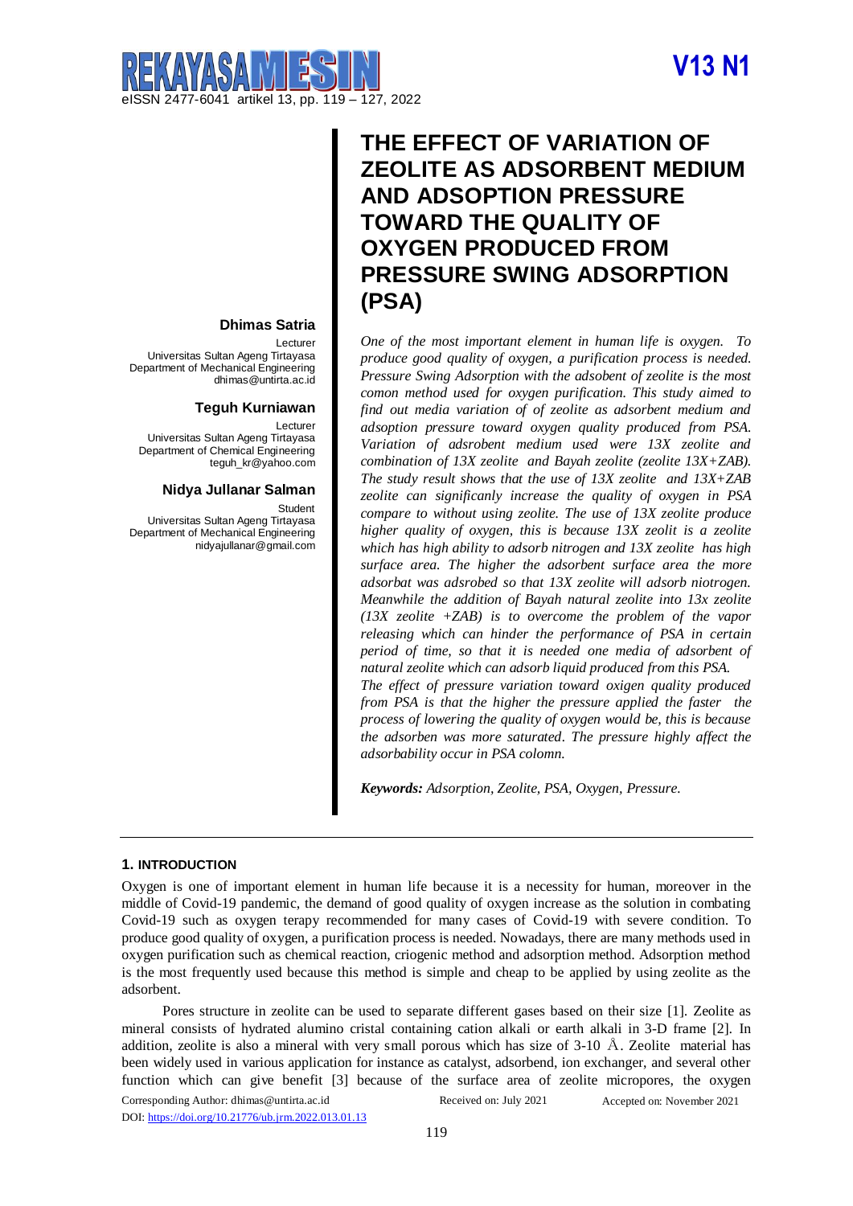# THE EFFECT OF VARIATION OF ZEOLITE AS ADSORBENT MEDIUM AND ADSOPTION PRESSURE TOWARD THE QUALITY OF OXYGEN PRODUCED FROM PRESSURE SWING ADSORPTION (PSA)

**Dhimas Satria**
Lecturer
Universitas Sultan Ageng Tirtayasa
Department of Mechanical Engineering
dhimas@untirta.ac.id

**Teguh Kurniawan**
Lecturer
Universitas Sultan Ageng Tirtayasa
Department of Chemical Engineering
teguh_kr@yahoo.com

**Nidya Jullanar Salman**
Student
Universitas Sultan Ageng Tirtayasa
Department of Mechanical Engineering
nidyajullanar@gmail.com

*One of the most important element in human life is oxygen. To produce good quality of oxygen, a purification process is needed. Pressure Swing Adsorption with the adsobent of zeolite is the most comon method used for oxygen purification. This study aimed to find out media variation of of zeolite as adsorbent medium and adsoption pressure toward oxygen quality produced from PSA. Variation of adsrobent medium used were 13X zeolite and combination of 13X zeolite and Bayah zeolite (zeolite 13X+ZAB). The study result shows that the use of 13X zeolite and 13X+ZAB zeolite can significanly increase the quality of oxygen in PSA compare to without using zeolite. The use of 13X zeolite produce higher quality of oxygen, this is because 13X zeolit is a zeolite which has high ability to adsorb nitrogen and 13X zeolite has high surface area. The higher the adsorbent surface area the more adsorbat was adsrobed so that 13X zeolite will adsorb niotrogen. Meanwhile the addition of Bayah natural zeolite into 13x zeolite (13X zeolite +ZAB) is to overcome the problem of the vapor releasing which can hinder the performance of PSA in certain period of time, so that it is needed one media of adsorbent of natural zeolite which can adsorb liquid produced from this PSA.*

*The effect of pressure variation toward oxigen quality produced from PSA is that the higher the pressure applied the faster the process of lowering the quality of oxygen would be, this is because the adsorben was more saturated. The pressure highly affect the adsorbability occur in PSA colomn.*

***Keywords:*** *Adsorption, Zeolite, PSA, Oxygen, Pressure.*

## 1. INTRODUCTION

Oxygen is one of important element in human life because it is a necessity for human, moreover in the middle of Covid-19 pandemic, the demand of good quality of oxygen increase as the solution in combating Covid-19 such as oxygen terapy recommended for many cases of Covid-19 with severe condition. To produce good quality of oxygen, a purification process is needed. Nowadays, there are many methods used in oxygen purification such as chemical reaction, criogenic method and adsorption method. Adsorption method is the most frequently used because this method is simple and cheap to be applied by using zeolite as the adsorbent.

Pores structure in zeolite can be used to separate different gases based on their size [1]. Zeolite as mineral consists of hydrated alumino cristal containing cation alkali or earth alkali in 3-D frame [2]. In addition, zeolite is also a mineral with very small porous which has size of 3-10 Å. Zeolite material has been widely used in various application for instance as catalyst, adsorbend, ion exchanger, and several other function which can give benefit [3] because of the surface area of zeolite micropores, the oxygen

Corresponding Author: dhimas@untirta.ac.id
Received on: July 2021
Accepted on: November 2021
DOI: https://doi.org/10.21776/ub.jrm.2022.013.01.13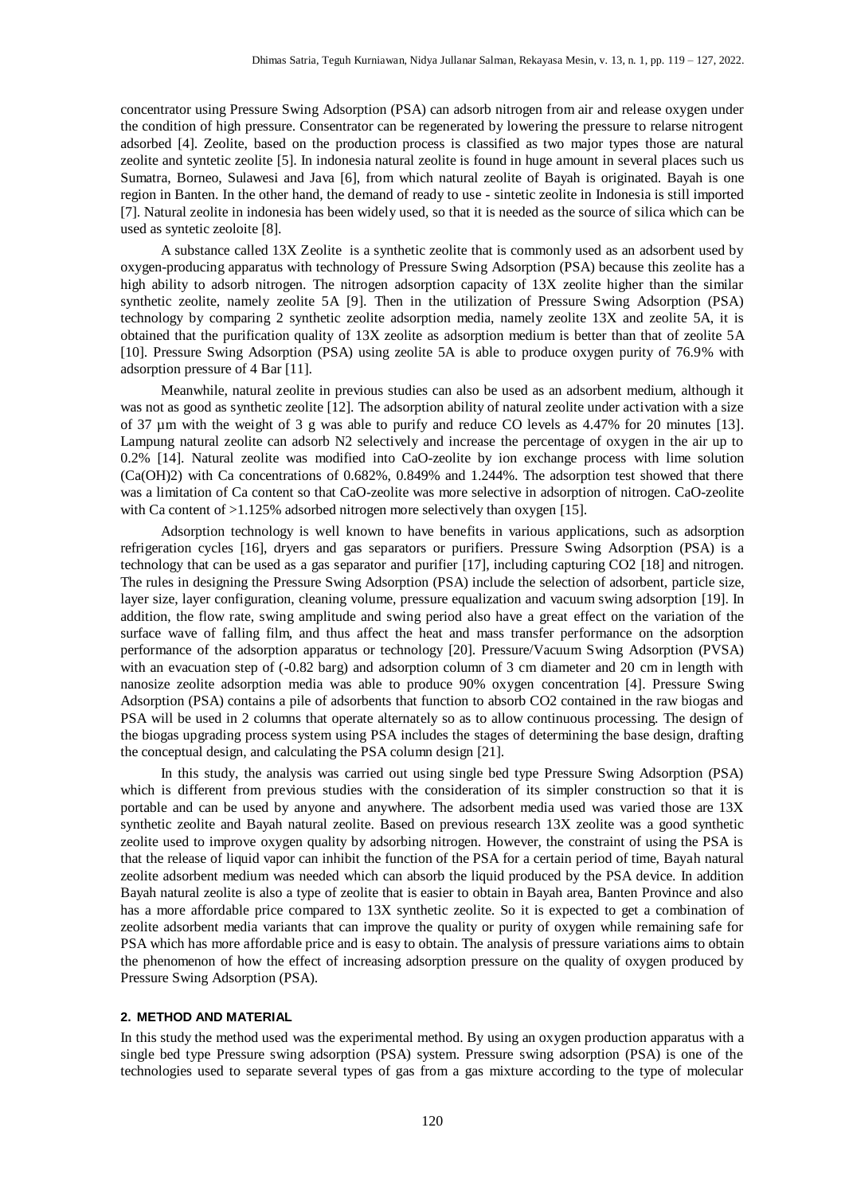concentrator using Pressure Swing Adsorption (PSA) can adsorb nitrogen from air and release oxygen under the condition of high pressure. Consentrator can be regenerated by lowering the pressure to relarse nitrogent adsorbed [4]. Zeolite, based on the production process is classified as two major types those are natural zeolite and syntetic zeolite [5]. In indonesia natural zeolite is found in huge amount in several places such us Sumatra, Borneo, Sulawesi and Java [6], from which natural zeolite of Bayah is originated. Bayah is one region in Banten. In the other hand, the demand of ready to use - sintetic zeolite in Indonesia is still imported [7]. Natural zeolite in indonesia has been widely used, so that it is needed as the source of silica which can be used as syntetic zeoloite [8].

A substance called 13X Zeolite is a synthetic zeolite that is commonly used as an adsorbent used by oxygen-producing apparatus with technology of Pressure Swing Adsorption (PSA) because this zeolite has a high ability to adsorb nitrogen. The nitrogen adsorption capacity of 13X zeolite higher than the similar synthetic zeolite, namely zeolite 5A [9]. Then in the utilization of Pressure Swing Adsorption (PSA) technology by comparing 2 synthetic zeolite adsorption media, namely zeolite 13X and zeolite 5A, it is obtained that the purification quality of 13X zeolite as adsorption medium is better than that of zeolite 5A [10]. Pressure Swing Adsorption (PSA) using zeolite 5A is able to produce oxygen purity of 76.9% with adsorption pressure of 4 Bar [11].

Meanwhile, natural zeolite in previous studies can also be used as an adsorbent medium, although it was not as good as synthetic zeolite [12]. The adsorption ability of natural zeolite under activation with a size of 37 µm with the weight of 3 g was able to purify and reduce CO levels as 4.47% for 20 minutes [13]. Lampung natural zeolite can adsorb $N_2$ selectively and increase the percentage of oxygen in the air up to 0.2% [14]. Natural zeolite was modified into CaO-zeolite by ion exchange process with lime solution ($Ca(OH)_2$) with Ca concentrations of 0.682%, 0.849% and 1.244%. The adsorption test showed that there was a limitation of Ca content so that CaO-zeolite was more selective in adsorption of nitrogen. CaO-zeolite with Ca content of >1.125% adsorbed nitrogen more selectively than oxygen [15].

Adsorption technology is well known to have benefits in various applications, such as adsorption refrigeration cycles [16], dryers and gas separators or purifiers. Pressure Swing Adsorption (PSA) is a technology that can be used as a gas separator and purifier [17], including capturing $CO_2$ [18] and nitrogen. The rules in designing the Pressure Swing Adsorption (PSA) include the selection of adsorbent, particle size, layer size, layer configuration, cleaning volume, pressure equalization and vacuum swing adsorption [19]. In addition, the flow rate, swing amplitude and swing period also have a great effect on the variation of the surface wave of falling film, and thus affect the heat and mass transfer performance on the adsorption performance of the adsorption apparatus or technology [20]. Pressure/Vacuum Swing Adsorption (PVSA) with an evacuation step of (-0.82 barg) and adsorption column of 3 cm diameter and 20 cm in length with nanosize zeolite adsorption media was able to produce 90% oxygen concentration [4]. Pressure Swing Adsorption (PSA) contains a pile of adsorbents that function to absorb $CO_2$ contained in the raw biogas and PSA will be used in 2 columns that operate alternately so as to allow continuous processing. The design of the biogas upgrading process system using PSA includes the stages of determining the base design, drafting the conceptual design, and calculating the PSA column design [21].

In this study, the analysis was carried out using single bed type Pressure Swing Adsorption (PSA) which is different from previous studies with the consideration of its simpler construction so that it is portable and can be used by anyone and anywhere. The adsorbent media used was varied those are 13X synthetic zeolite and Bayah natural zeolite. Based on previous research 13X zeolite was a good synthetic zeolite used to improve oxygen quality by adsorbing nitrogen. However, the constraint of using the PSA is that the release of liquid vapor can inhibit the function of the PSA for a certain period of time, Bayah natural zeolite adsorbent medium was needed which can absorb the liquid produced by the PSA device. In addition Bayah natural zeolite is also a type of zeolite that is easier to obtain in Bayah area, Banten Province and also has a more affordable price compared to 13X synthetic zeolite. So it is expected to get a combination of zeolite adsorbent media variants that can improve the quality or purity of oxygen while remaining safe for PSA which has more affordable price and is easy to obtain. The analysis of pressure variations aims to obtain the phenomenon of how the effect of increasing adsorption pressure on the quality of oxygen produced by Pressure Swing Adsorption (PSA).

## 2. METHOD AND MATERIAL

In this study the method used was the experimental method. By using an oxygen production apparatus with a single bed type Pressure swing adsorption (PSA) system. Pressure swing adsorption (PSA) is one of the technologies used to separate several types of gas from a gas mixture according to the type of molecular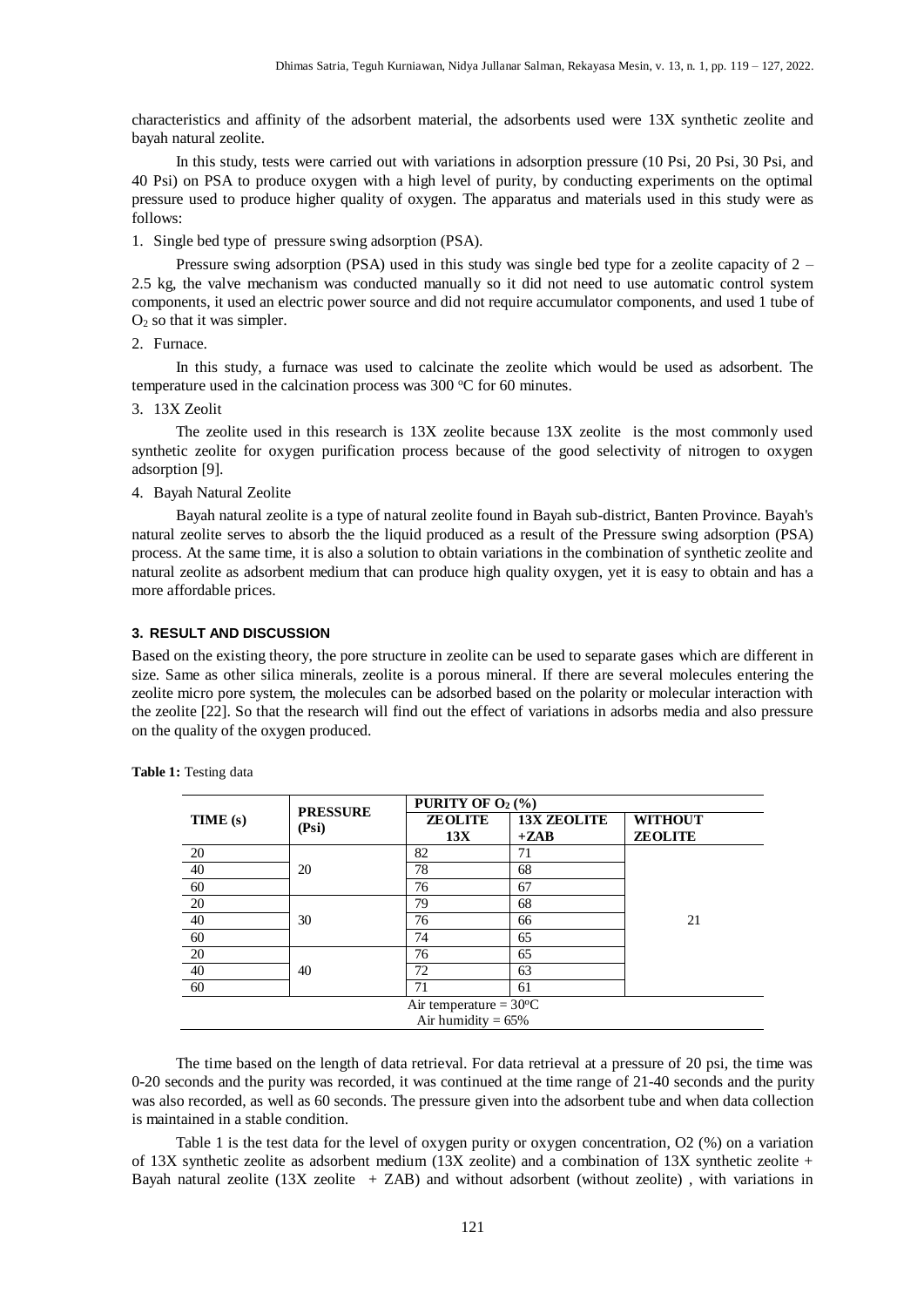characteristics and affinity of the adsorbent material, the adsorbents used were 13X synthetic zeolite and bayah natural zeolite.

In this study, tests were carried out with variations in adsorption pressure (10 Psi, 20 Psi, 30 Psi, and 40 Psi) on PSA to produce oxygen with a high level of purity, by conducting experiments on the optimal pressure used to produce higher quality of oxygen. The apparatus and materials used in this study were as follows:

1. Single bed type of pressure swing adsorption (PSA).

   Pressure swing adsorption (PSA) used in this study was single bed type for a zeolite capacity of 2 – 2.5 kg, the valve mechanism was conducted manually so it did not need to use automatic control system components, it used an electric power source and did not require accumulator components, and used 1 tube of $O_2$ so that it was simpler.

2. Furnace.

   In this study, a furnace was used to calcinate the zeolite which would be used as adsorbent. The temperature used in the calcination process was 300 $^oC$ for 60 minutes.

3. 13X Zeolit

   The zeolite used in this research is 13X zeolite because 13X zeolite is the most commonly used synthetic zeolite for oxygen purification process because of the good selectivity of nitrogen to oxygen adsorption [9].

4. Bayah Natural Zeolite

   Bayah natural zeolite is a type of natural zeolite found in Bayah sub-district, Banten Province. Bayah's natural zeolite serves to absorb the the liquid produced as a result of the Pressure swing adsorption (PSA) process. At the same time, it is also a solution to obtain variations in the combination of synthetic zeolite and natural zeolite as adsorbent medium that can produce high quality oxygen, yet it is easy to obtain and has a more affordable prices.

## 3. RESULT AND DISCUSSION

Based on the existing theory, the pore structure in zeolite can be used to separate gases which are different in size. Same as other silica minerals, zeolite is a porous mineral. If there are several molecules entering the zeolite micro pore system, the molecules can be adsorbed based on the polarity or molecular interaction with the zeolite [22]. So that the research will find out the effect of variations in adsorbs media and also pressure on the quality of the oxygen produced.

**Table 1:** Testing data

| TIME (s) | PRESSURE (Psi) | PURITY OF $O_2$ (%) | | |
|---|---|---|---|---|
| | | ZEOLITE 13X | 13X ZEOLITE +ZAB | WITHOUT ZEOLITE |
| 20 | 20 | 82 | 71 | 21 |
| 40 | | 78 | 68 | |
| 60 | | 76 | 67 | |
| 20 | 30 | 79 | 68 | |
| 40 | | 76 | 66 | |
| 60 | | 74 | 65 | |
| 20 | 40 | 76 | 65 | |
| 40 | | 72 | 63 | |
| 60 | | 71 | 61 | |
| Air temperature = 30$^o$C | | | | |
| Air humidity = 65% | | | | |

The time based on the length of data retrieval. For data retrieval at a pressure of 20 psi, the time was 0-20 seconds and the purity was recorded, it was continued at the time range of 21-40 seconds and the purity was also recorded, as well as 60 seconds. The pressure given into the adsorbent tube and when data collection is maintained in a stable condition.

Table 1 is the test data for the level of oxygen purity or oxygen concentration, O2 (%) on a variation of 13X synthetic zeolite as adsorbent medium (13X zeolite) and a combination of 13X synthetic zeolite + Bayah natural zeolite (13X zeolite + ZAB) and without adsorbent (without zeolite) , with variations in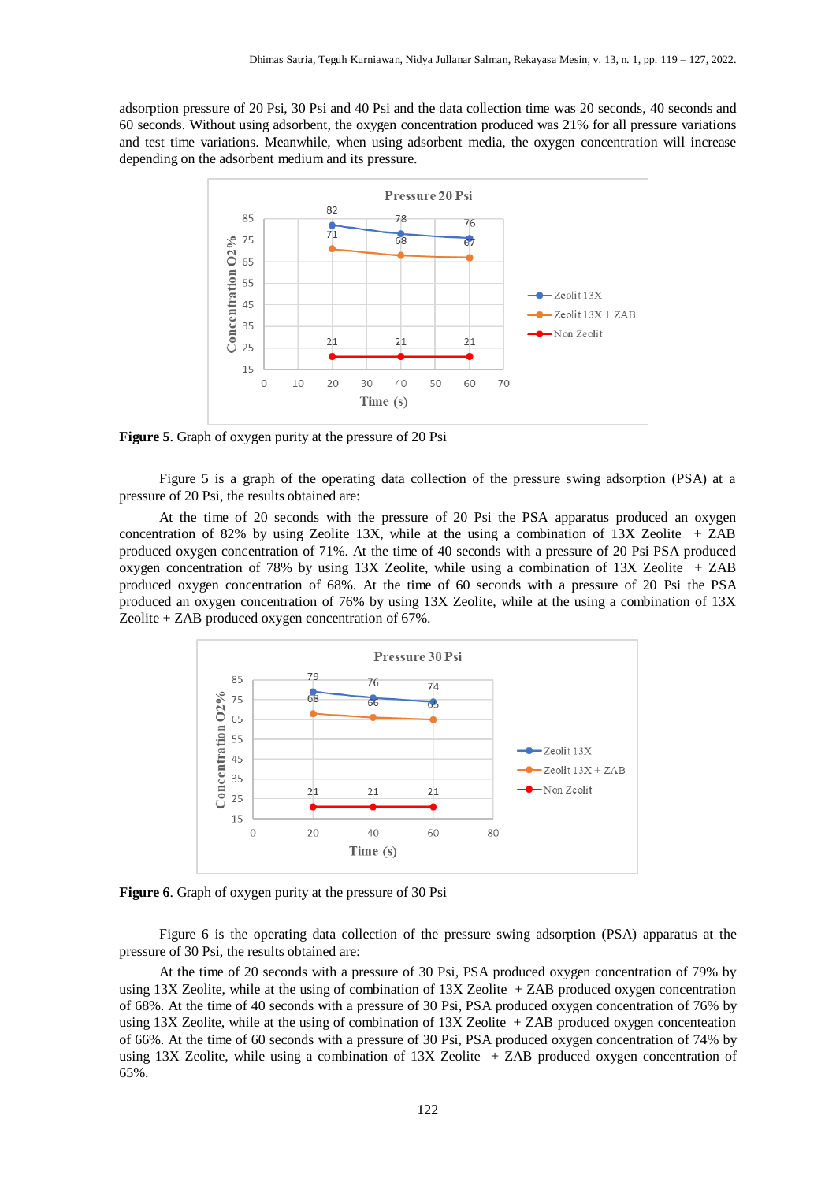adsorption pressure of 20 Psi, 30 Psi and 40 Psi and the data collection time was 20 seconds, 40 seconds and 60 seconds. Without using adsorbent, the oxygen concentration produced was 21% for all pressure variations and test time variations. Meanwhile, when using adsorbent media, the oxygen concentration will increase depending on the adsorbent medium and its pressure.

**Figure 5**. Graph of oxygen purity at the pressure of 20 Psi

Figure 5 is a graph of the operating data collection of the pressure swing adsorption (PSA) at a pressure of 20 Psi, the results obtained are:

At the time of 20 seconds with the pressure of 20 Psi the PSA apparatus produced an oxygen concentration of 82% by using Zeolite 13X, while at the using a combination of 13X Zeolite + ZAB produced oxygen concentration of 71%. At the time of 40 seconds with a pressure of 20 Psi PSA produced oxygen concentration of 78% by using 13X Zeolite, while using a combination of 13X Zeolite + ZAB produced oxygen concentration of 68%. At the time of 60 seconds with a pressure of 20 Psi the PSA produced an oxygen concentration of 76% by using 13X Zeolite, while at the using a combination of 13X Zeolite + ZAB produced oxygen concentration of 67%.

**Figure 6**. Graph of oxygen purity at the pressure of 30 Psi

Figure 6 is the operating data collection of the pressure swing adsorption (PSA) apparatus at the pressure of 30 Psi, the results obtained are:

At the time of 20 seconds with a pressure of 30 Psi, PSA produced oxygen concentration of 79% by using 13X Zeolite, while at the using of combination of 13X Zeolite + ZAB produced oxygen concentration of 68%. At the time of 40 seconds with a pressure of 30 Psi, PSA produced oxygen concentration of 76% by using 13X Zeolite, while at the using of combination of 13X Zeolite + ZAB produced oxygen conceteation of 66%. At the time of 60 seconds with a pressure of 30 Psi, PSA produced oxygen concentration of 74% by using 13X Zeolite, while using a combination of 13X Zeolite + ZAB produced oxygen concentration of 65%.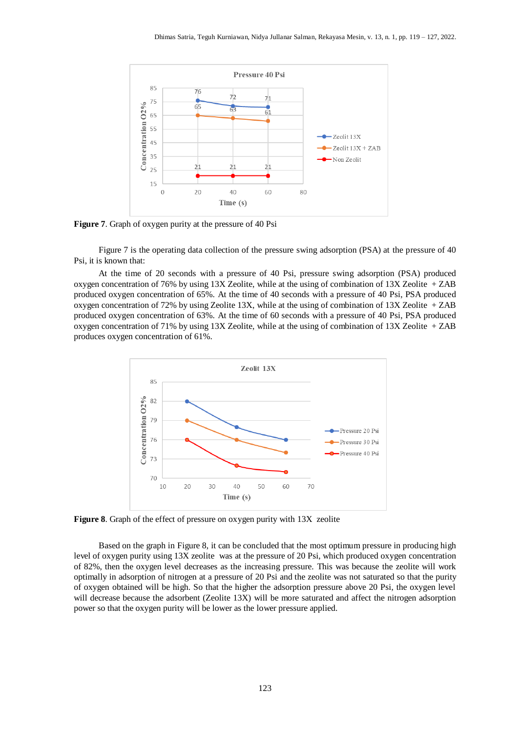**Figure 7**. Graph of oxygen purity at the pressure of 40 Psi

Figure 7 is the operating data collection of the pressure swing adsorption (PSA) at the pressure of 40 Psi, it is known that:

At the time of 20 seconds with a pressure of 40 Psi, pressure swing adsorption (PSA) produced oxygen concentration of 76% by using 13X Zeolite, while at the using of combination of 13X Zeolite + ZAB produced oxygen concentration of 65%. At the time of 40 seconds with a pressure of 40 Psi, PSA produced oxygen concentration of 72% by using Zeolite 13X, while at the using of combination of 13X Zeolite + ZAB produced oxygen concentration of 63%. At the time of 60 seconds with a pressure of 40 Psi, PSA produced oxygen concentration of 71% by using 13X Zeolite, while at the using of combination of 13X Zeolite + ZAB produces oxygen concentration of 61%.

**Figure 8**. Graph of the effect of pressure on oxygen purity with 13X zeolite

Based on the graph in Figure 8, it can be concluded that the most optimum pressure in producing high level of oxygen purity using 13X zeolite was at the pressure of 20 Psi, which produced oxygen concentration of 82%, then the oxygen level decreases as the increasing pressure. This was because the zeolite will work optimally in adsorption of nitrogen at a pressure of 20 Psi and the zeolite was not saturated so that the purity of oxygen obtained will be high. So that the higher the adsorption pressure above 20 Psi, the oxygen level will decrease because the adsorbent (Zeolite 13X) will be more saturated and affect the nitrogen adsorption power so that the oxygen purity will be lower as the lower pressure applied.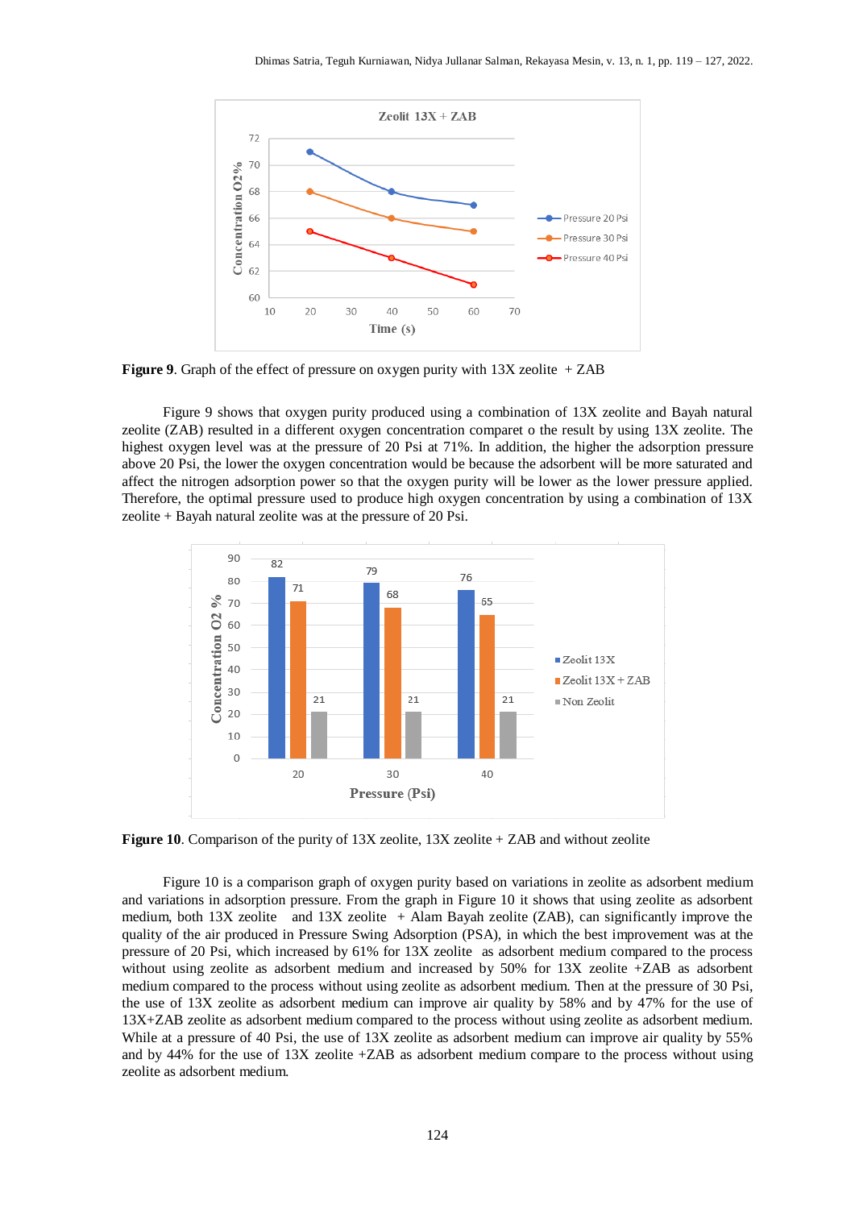**Figure 9**. Graph of the effect of pressure on oxygen purity with 13X zeolite + ZAB

Figure 9 shows that oxygen purity produced using a combination of 13X zeolite and Bayah natural zeolite (ZAB) resulted in a different oxygen concentration comparet o the result by using 13X zeolite. The highest oxygen level was at the pressure of 20 Psi at 71%. In addition, the higher the adsorption pressure above 20 Psi, the lower the oxygen concentration would be because the adsorbent will be more saturated and affect the nitrogen adsorption power so that the oxygen purity will be lower as the lower pressure applied. Therefore, the optimal pressure used to produce high oxygen concentration by using a combination of 13X zeolite + Bayah natural zeolite was at the pressure of 20 Psi.

**Figure 10**. Comparison of the purity of 13X zeolite, 13X zeolite + ZAB and without zeolite

Figure 10 is a comparison graph of oxygen purity based on variations in zeolite as adsorbent medium and variations in adsorption pressure. From the graph in Figure 10 it shows that using zeolite as adsorbent medium, both 13X zeolite and 13X zeolite + Alam Bayah zeolite (ZAB), can significantly improve the quality of the air produced in Pressure Swing Adsorption (PSA), in which the best improvement was at the pressure of 20 Psi, which increased by 61% for 13X zeolite as adsorbent medium compared to the process without using zeolite as adsorbent medium and increased by 50% for 13X zeolite +ZAB as adsorbent medium compared to the process without using zeolite as adsorbent medium. Then at the pressure of 30 Psi, the use of 13X zeolite as adsorbent medium can improve air quality by 58% and by 47% for the use of 13X+ZAB zeolite as adsorbent medium compared to the process without using zeolite as adsorbent medium. While at a pressure of 40 Psi, the use of 13X zeolite as adsorbent medium can improve air quality by 55% and by 44% for the use of 13X zeolite +ZAB as adsorbent medium compare to the process without using zeolite as adsorbent medium.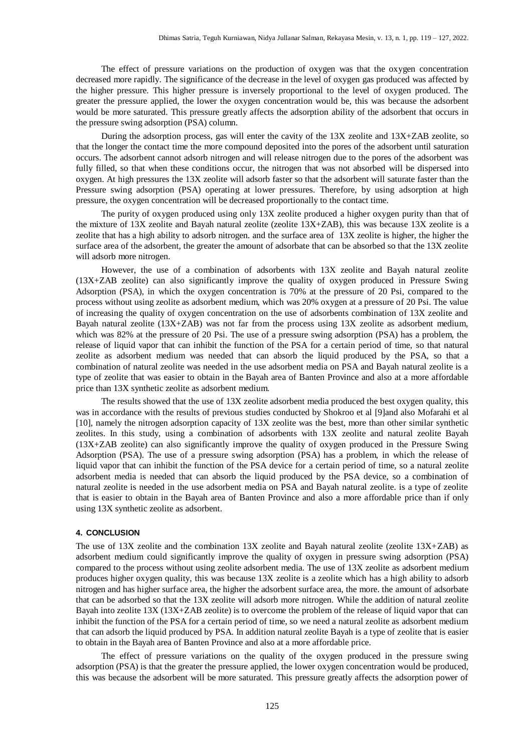The effect of pressure variations on the production of oxygen was that the oxygen concentration decreased more rapidly. The significance of the decrease in the level of oxygen gas produced was affected by the higher pressure. This higher pressure is inversely proportional to the level of oxygen produced. The greater the pressure applied, the lower the oxygen concentration would be, this was because the adsorbent would be more saturated. This pressure greatly affects the adsorption ability of the adsorbent that occurs in the pressure swing adsorption (PSA) column.

During the adsorption process, gas will enter the cavity of the 13X zeolite and 13X+ZAB zeolite, so that the longer the contact time the more compound deposited into the pores of the adsorbent until saturation occurs. The adsorbent cannot adsorb nitrogen and will release nitrogen due to the pores of the adsorbent was fully filled, so that when these conditions occur, the nitrogen that was not absorbed will be dispersed into oxygen. At high pressures the 13X zeolite will adsorb faster so that the adsorbent will saturate faster than the Pressure swing adsorption (PSA) operating at lower pressures. Therefore, by using adsorption at high pressure, the oxygen concentration will be decreased proportionally to the contact time.

The purity of oxygen produced using only 13X zeolite produced a higher oxygen purity than that of the mixture of 13X zeolite and Bayah natural zeolite (zeolite 13X+ZAB), this was because 13X zeolite is a zeolite that has a high ability to adsorb nitrogen. and the surface area of 13X zeolite is higher, the higher the surface area of the adsorbent, the greater the amount of adsorbate that can be absorbed so that the 13X zeolite will adsorb more nitrogen.

However, the use of a combination of adsorbents with 13X zeolite and Bayah natural zeolite (13X+ZAB zeolite) can also significantly improve the quality of oxygen produced in Pressure Swing Adsorption (PSA), in which the oxygen concentration is 70% at the pressure of 20 Psi, compared to the process without using zeolite as adsorbent medium, which was 20% oxygen at a pressure of 20 Psi. The value of increasing the quality of oxygen concentration on the use of adsorbents combination of 13X zeolite and Bayah natural zeolite (13X+ZAB) was not far from the process using 13X zeolite as adsorbent medium, which was 82% at the pressure of 20 Psi. The use of a pressure swing adsorption (PSA) has a problem, the release of liquid vapor that can inhibit the function of the PSA for a certain period of time, so that natural zeolite as adsorbent medium was needed that can absorb the liquid produced by the PSA, so that a combination of natural zeolite was needed in the use adsorbent media on PSA and Bayah natural zeolite is a type of zeolite that was easier to obtain in the Bayah area of Banten Province and also at a more affordable price than 13X synthetic zeolite as adsorbent medium.

The results showed that the use of 13X zeolite adsorbent media produced the best oxygen quality, this was in accordance with the results of previous studies conducted by Shokroo et al [9]and also Mofarahi et al [10], namely the nitrogen adsorption capacity of 13X zeolite was the best, more than other similar synthetic zeolites. In this study, using a combination of adsorbents with 13X zeolite and natural zeolite Bayah (13X+ZAB zeolite) can also significantly improve the quality of oxygen produced in the Pressure Swing Adsorption (PSA). The use of a pressure swing adsorption (PSA) has a problem, in which the release of liquid vapor that can inhibit the function of the PSA device for a certain period of time, so a natural zeolite adsorbent media is needed that can absorb the liquid produced by the PSA device, so a combination of natural zeolite is needed in the use adsorbent media on PSA and Bayah natural zeolite. is a type of zeolite that is easier to obtain in the Bayah area of Banten Province and also a more affordable price than if only using 13X synthetic zeolite as adsorbent.

## 4. CONCLUSION

The use of 13X zeolite and the combination 13X zeolite and Bayah natural zeolite (zeolite 13X+ZAB) as adsorbent medium could significantly improve the quality of oxygen in pressure swing adsorption (PSA) compared to the process without using zeolite adsorbent media. The use of 13X zeolite as adsorbent medium produces higher oxygen quality, this was because 13X zeolite is a zeolite which has a high ability to adsorb nitrogen and has higher surface area, the higher the adsorbent surface area, the more. the amount of adsorbate that can be adsorbed so that the 13X zeolite will adsorb more nitrogen. While the addition of natural zeolite Bayah into zeolite 13X (13X+ZAB zeolite) is to overcome the problem of the release of liquid vapor that can inhibit the function of the PSA for a certain period of time, so we need a natural zeolite as adsorbent medium that can adsorb the liquid produced by PSA. In addition natural zeolite Bayah is a type of zeolite that is easier to obtain in the Bayah area of Banten Province and also at a more affordable price.

The effect of pressure variations on the quality of the oxygen produced in the pressure swing adsorption (PSA) is that the greater the pressure applied, the lower oxygen concentration would be produced, this was because the adsorbent will be more saturated. This pressure greatly affects the adsorption power of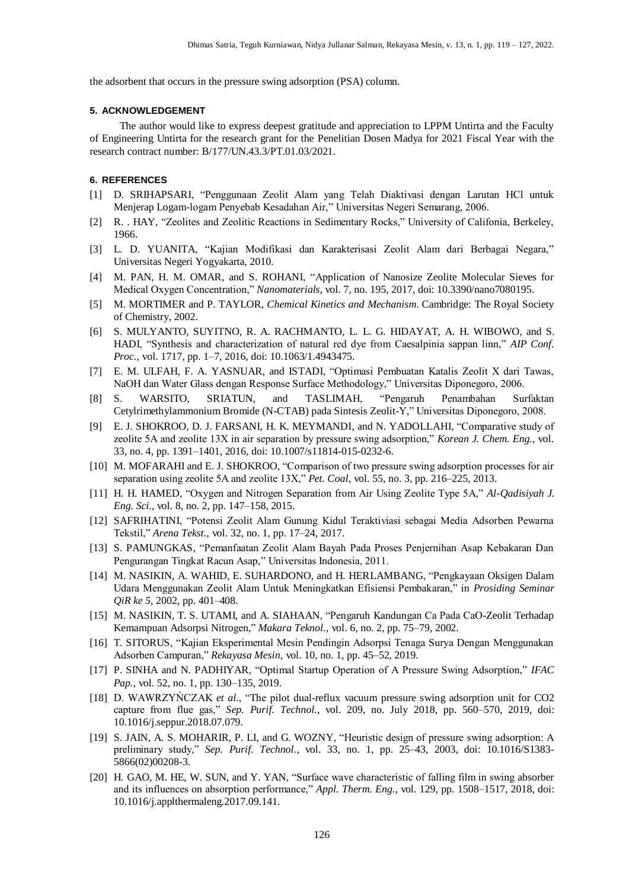the adsorbent that occurs in the pressure swing adsorption (PSA) column.

## 5. ACKNOWLEDGEMENT

The author would like to express deepest gratitude and appreciation to LPPM Untirta and the Faculty of Engineering Untirta for the research grant for the Penelitian Dosen Madya for 2021 Fiscal Year with the research contract number: B/177/UN.43.3/PT.01.03/2021.

## 6. REFERENCES

[1] D. SRIHAPSARI, "Penggunaan Zeolit Alam yang Telah Diaktivasi dengan Larutan HCl untuk Menjerap Logam-logam Penyebab Kesadahan Air," Universitas Negeri Semarang, 2006.

[2] R. . HAY, "Zeolites and Zeolitic Reactions in Sedimentary Rocks," University of Califonia, Berkeley, 1966.

[3] L. D. YUANITA, "Kajian Modifikasi dan Karakterisasi Zeolit Alam dari Berbagai Negara," Universitas Negeri Yogyakarta, 2010.

[4] M. PAN, H. M. OMAR, and S. ROHANI, "Application of Nanosize Zeolite Molecular Sieves for Medical Oxygen Concentration," *Nanomaterials*, vol. 7, no. 195, 2017, doi: 10.3390/nano7080195.

[5] M. MORTIMER and P. TAYLOR, *Chemical Kinetics and Mechanism*. Cambridge: The Royal Society of Chemistry, 2002.

[6] S. MULYANTO, SUYITNO, R. A. RACHMANTO, L. L. G. HIDAYAT, A. H. WIBOWO, and S. HADI, "Synthesis and characterization of natural red dye from Caesalpinia sappan linn," *AIP Conf. Proc.*, vol. 1717, pp. 1–7, 2016, doi: 10.1063/1.4943475.

[7] E. M. ULFAH, F. A. YASNUAR, and ISTADI, "Optimasi Pembuatan Katalis Zeolit X dari Tawas, NaOH dan Water Glass dengan Response Surface Methodology," Universitas Diponegoro, 2006.

[8] S. WARSITO, SRIATUN, and TASLIMAH, "Pengaruh Penambahan Surfaktan Cetylrimethylammonium Bromide (N-CTAB) pada Sintesis Zeolit-Y," Universitas Diponegoro, 2008.

[9] E. J. SHOKROO, D. J. FARSANI, H. K. MEYMANDI, and N. YADOLLAHI, "Comparative study of zeolite 5A and zeolite 13X in air separation by pressure swing adsorption," *Korean J. Chem. Eng.*, vol. 33, no. 4, pp. 1391–1401, 2016, doi: 10.1007/s11814-015-0232-6.

[10] M. MOFARAHI and E. J. SHOKROO, "Comparison of two pressure swing adsorption processes for air separation using zeolite 5A and zeolite 13X," *Pet. Coal*, vol. 55, no. 3, pp. 216–225, 2013.

[11] H. H. HAMED, "Oxygen and Nitrogen Separation from Air Using Zeolite Type 5A," *Al-Qadisiyah J. Eng. Sci.*, vol. 8, no. 2, pp. 147–158, 2015.

[12] SAFRIHATINI, "Potensi Zeolit Alam Gunung Kidul Teraktiviasi sebagai Media Adsorben Pewarna Tekstil," *Arena Tekst.*, vol. 32, no. 1, pp. 17–24, 2017.

[13] S. PAMUNGKAS, "Pemanfaatan Zeolit Alam Bayah Pada Proses Penjernihan Asap Kebakaran Dan Pengurangan Tingkat Racun Asap," Universitas Indonesia, 2011.

[14] M. NASIKIN, A. WAHID, E. SUHARDONO, and H. HERLAMBANG, "Pengkayaan Oksigen Dalam Udara Menggunakan Zeolit Alam Untuk Meningkatkan Efisiensi Pembakaran," in *Prosiding Seminar QiR ke 5*, 2002, pp. 401–408.

[15] M. NASIKIN, T. S. UTAMI, and A. SIAHAAN, "Pengaruh Kandungan Ca Pada CaO-Zeolit Terhadap Kemampuan Adsorpsi Nitrogen," *Makara Teknol.*, vol. 6, no. 2, pp. 75–79, 2002.

[16] T. SITORUS, "Kajian Eksperimental Mesin Pendingin Adsorpsi Tenaga Surya Dengan Menggunakan Adsorben Campuran," *Rekayasa Mesin*, vol. 10, no. 1, pp. 45–52, 2019.

[17] P. SINHA and N. PADHIYAR, "Optimal Startup Operation of A Pressure Swing Adsorption," *IFAC Pap.*, vol. 52, no. 1, pp. 130–135, 2019.

[18] D. WAWRZYŃCZAK *et al.*, "The pilot dual-reflux vacuum pressure swing adsorption unit for CO2 capture from flue gas," *Sep. Purif. Technol.*, vol. 209, no. July 2018, pp. 560–570, 2019, doi: 10.1016/j.seppur.2018.07.079.

[19] S. JAIN, A. S. MOHARIR, P. LI, and G. WOZNY, "Heuristic design of pressure swing adsorption: A preliminary study," *Sep. Purif. Technol.*, vol. 33, no. 1, pp. 25–43, 2003, doi: 10.1016/S1383-5866(02)00208-3.

[20] H. GAO, M. HE, W. SUN, and Y. YAN, "Surface wave characteristic of falling film in swing absorber and its influences on absorption performance," *Appl. Therm. Eng.*, vol. 129, pp. 1508–1517, 2018, doi: 10.1016/j.applthermaleng.2017.09.141.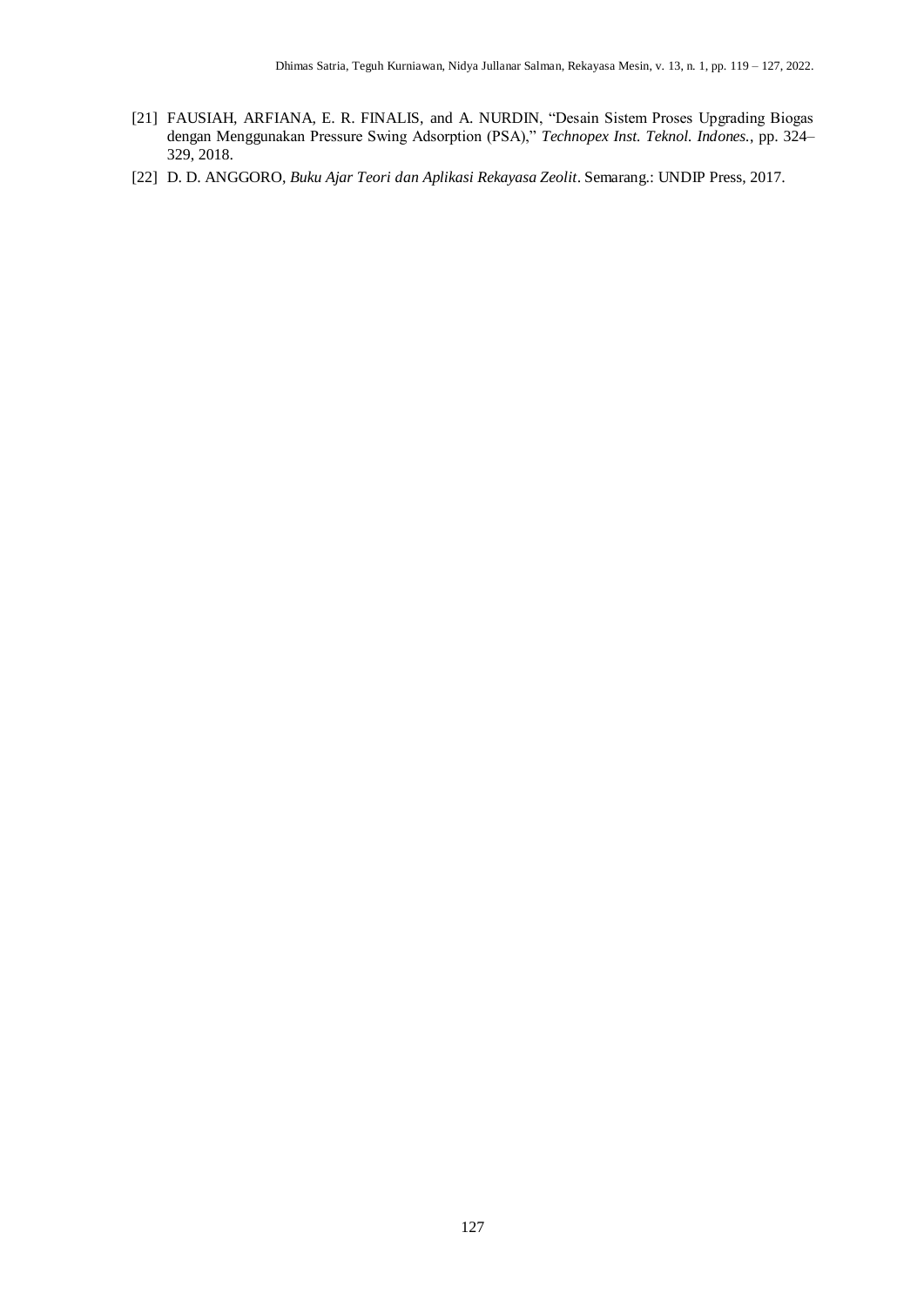[21] FAUSIAH, ARFIANA, E. R. FINALIS, and A. NURDIN, "Desain Sistem Proses Upgrading Biogas dengan Menggunakan Pressure Swing Adsorption (PSA)," *Technopex Inst. Teknol. Indones.*, pp. 324–329, 2018.

[22] D. D. ANGGORO, *Buku Ajar Teori dan Aplikasi Rekayasa Zeolit*. Semarang.: UNDIP Press, 2017.